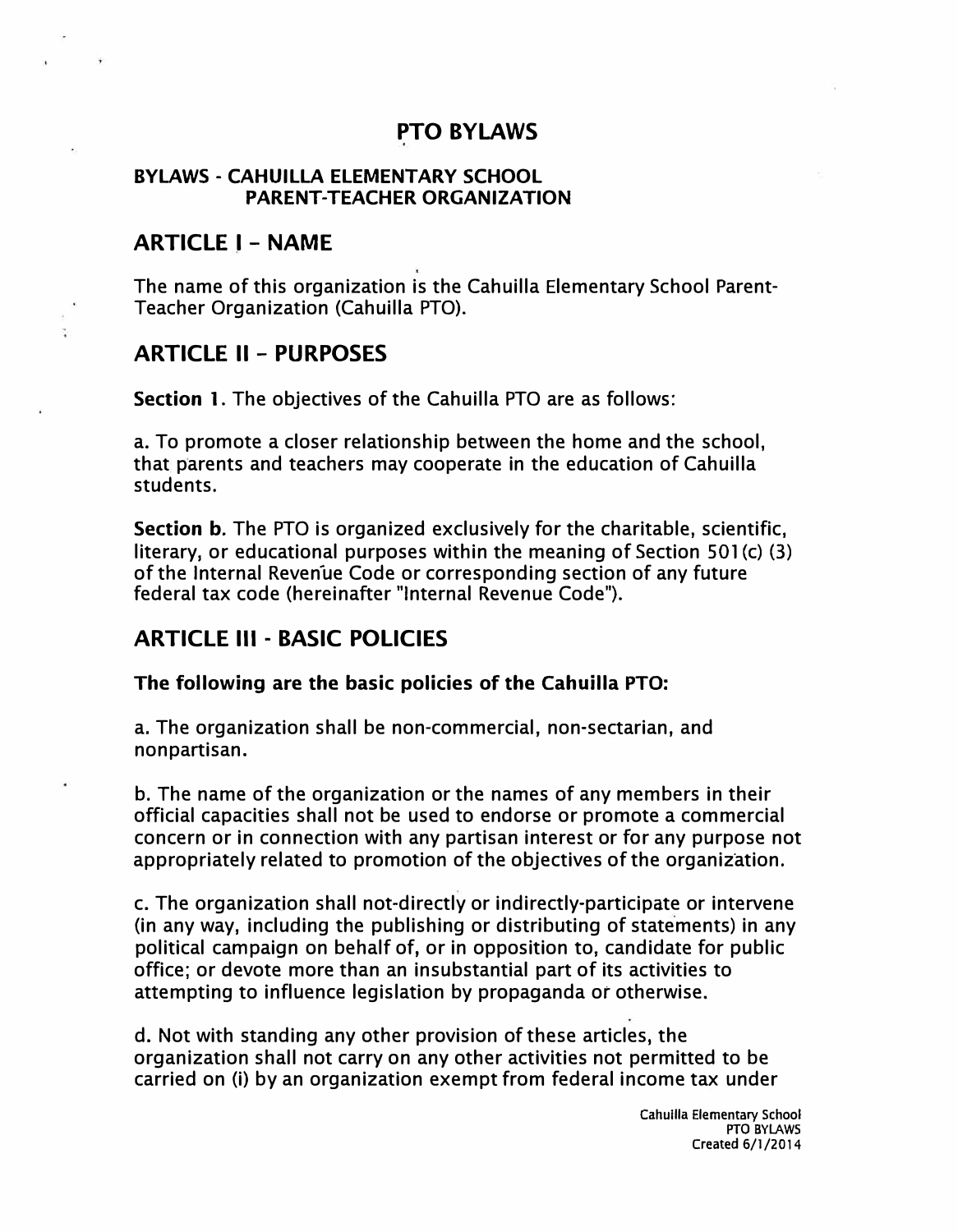# PTO BYLAWS

## BYLAWS - CAHUILLA ELEMENTARY SCHOOL PARENT-TEACHER ORGANIZATION

## ARTICLE I - NAME

The name of this organization is the Cahuilla Elementary School Parent-Teacher Organization (Cahuilla PTO).

## ARTICLE II - PURPOSES

**Section 1.** The objectives of the Cahuilla PTO are as follows:

a. To promote a closer relationship between the home and the school, that parents and teachers may cooperate in the education of Cahuilla students.

**Section b.** The PTO is organized exclusively for the charitable, scientific, literary, or educational purposes within the meaning of Section 501(c) (3) of the Internal Revenue Code or corresponding section of any future federal tax code (hereinafter "Internal Revenue Code").

## ARTICLE III - BASIC POLICIES

**The following are the basic policies of the Cahuilla PTO:**

a. The organization shall be non-commercial, non-sectarian, and nonpartisan.

b. The name of the organization or the names of any members in their official capacities shall not be used to endorse or promote a commercial concern or in connection with any partisan interest or for any purpose not appropriately related to promotion of the objectives of the organization.

c. The organization shall not-directly or indirectly-participate or intervene (in any way, including the publishing or distributing of statements) in any political campaign on behalf of, or in opposition to, candidate for public office; or devote more than an insubstantial part of its activities to attempting to influence legislation by propaganda or otherwise.

d. Not with standing any other provision of these articles, the organization shall not carry on any other activities not permitted to be carried on (i) by an organization exempt from federal income tax under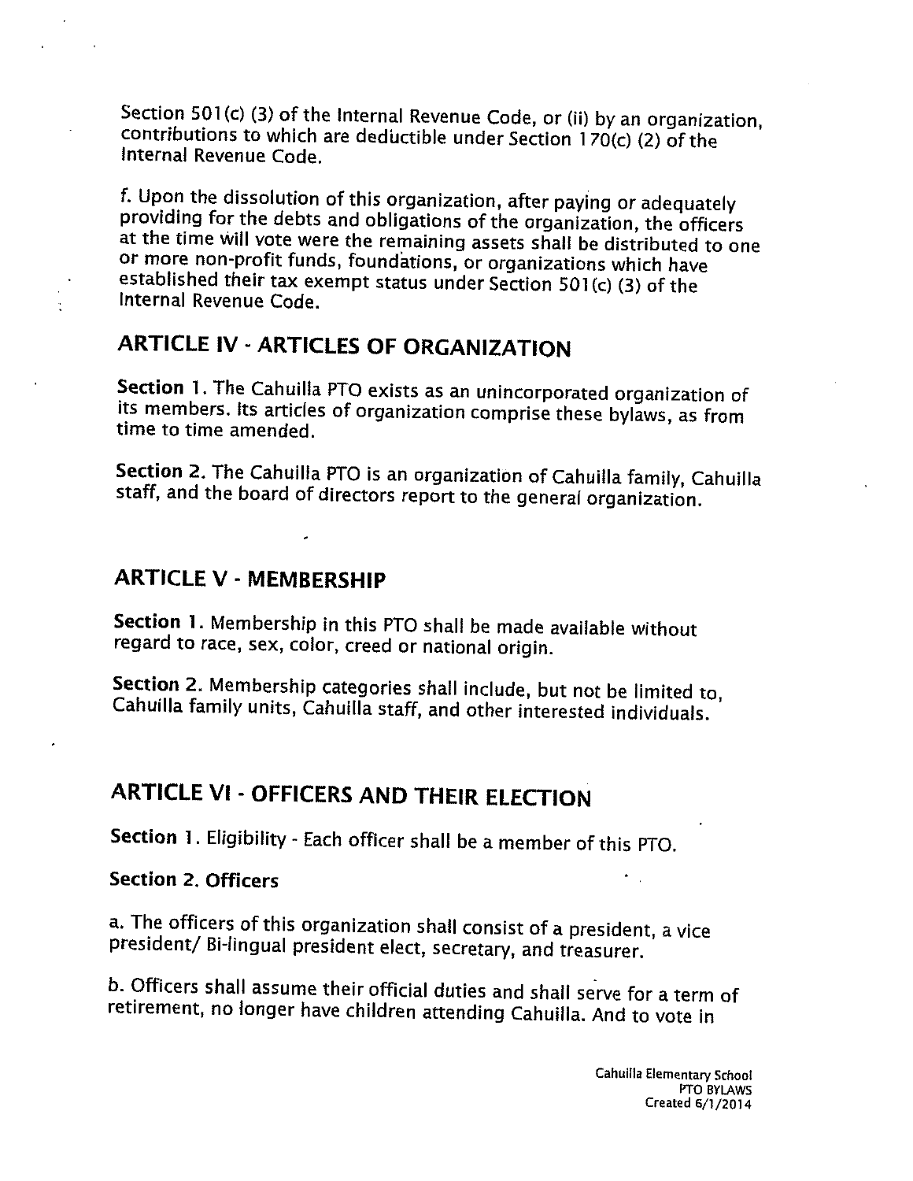Section 501(c) (3) of the Internal Revenue Code, or (ii) by an organization, contributions to which are deductible under Section 170(c) (2) of the Internal Revenue Code.

f. Upon the dissolution of this organization, after paying or adequately providing for the debts and obligations of the organization, the officers at the time will vote were the remaining assets shall be distributed to one or more non-profit funds, foundations, or organizations which have established their tax exempt status under Section 501(c) (3) of the Internal Revenue Code.

## ARTICLE IV - ARTICLES OF ORGANIZATION

**Section 1.** The Cahuilla PTO exists as an unincorporated organization of its members. Its articles of organization comprise these bylaws, as from time to time amended.

**Section 2.** The Cahuilla PTO is an organization of Cahuilla family, Cahuilla staff, and the board of directors report to the general organization.

## ARTICLE V - MEMBERSHIP

**Section 1.** Membership in this PTO shall be made available without regard to race, sex, color, creed or national origin.

**Section 2.** Membership categories shall include, but not be limited to, Cahuilla family units, Cahuilla staff, and other interested individuals.

## ARTICLE VI - OFFICERS AND THEIR ELECTION

**Section 1.** Eligibility - Each officer shall be a member of this PTO.

**Section 2. Officers**

a. The officers of this organization shall consist of a president, a vice president/ Bi-lingual president elect, secretary, and treasurer.

b. Officers shall assume their official duties and shall serve for a term of retirement, no longer have children attending Cahuilla. And to vote in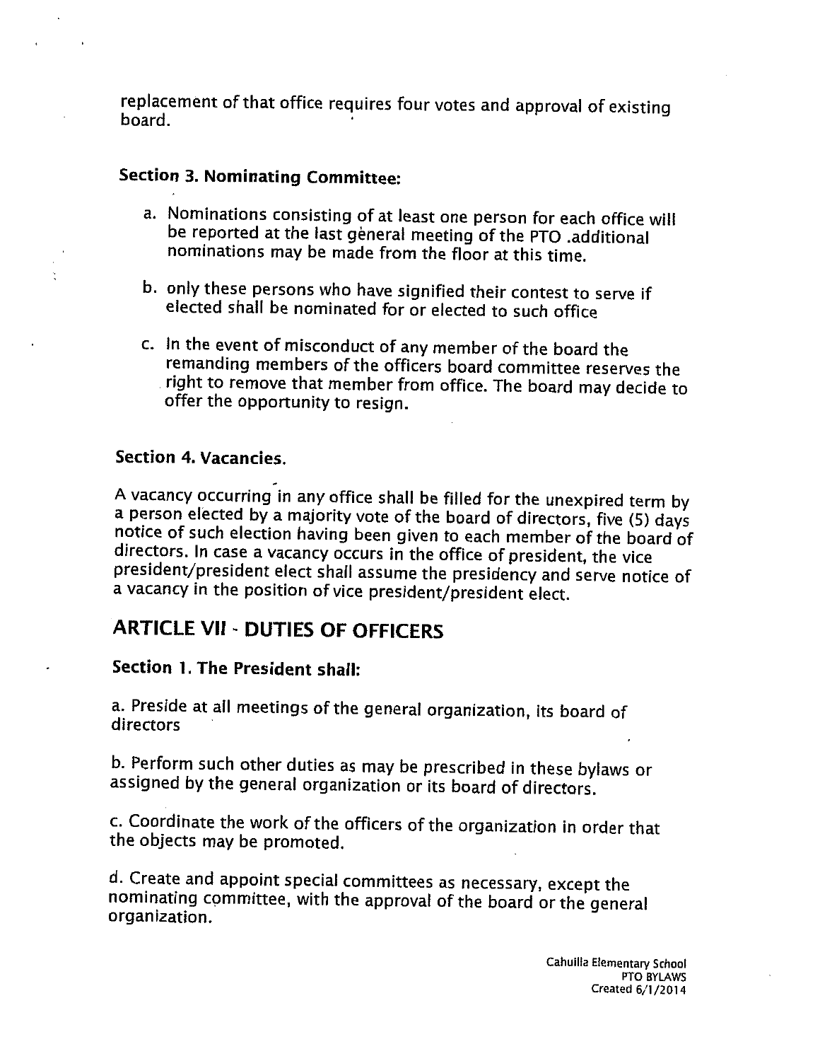replacement of that office requires four votes and approval of existing board.

### Section 3. Nominating Committee:

a. Nominations consisting of at least one person for each office will be reported at the last gėneral meeting of the PTO .additional nominations may be made from the floor at this time.

b. only these persons who have signified their contest to serve if elected shall be nominated for or elected to such office

c. In the event of misconduct of any member of the board the remanding members of the officers board committee reserves the right to remove that member from office. The board may decide to offer the opportunity to resign.

### Section 4. Vacancies.

A vacancy occurring in any office shall be filled for the unexpired term by a person elected by a majority vote of the board of directors, five (5) days notice of such election having been given to each member of the board of directors. In case a vacancy occurs in the office of president, the vice president/president elect shall assume the presidency and serve notice of a vacancy in the position of vice president/president elect.

## ARTICLE VII - DUTIES OF OFFICERS

### Section 1. The President shall:

a. Preside at all meetings of the general organization, its board of directors

b. Perform such other duties as may be prescribed in these bylaws or assigned by the general organization or its board of directors.

c. Coordinate the work of the officers of the organization in order that the objects may be promoted.

d. Create and appoint special committees as necessary, except the nominating committee, with the approval of the board or the general organization.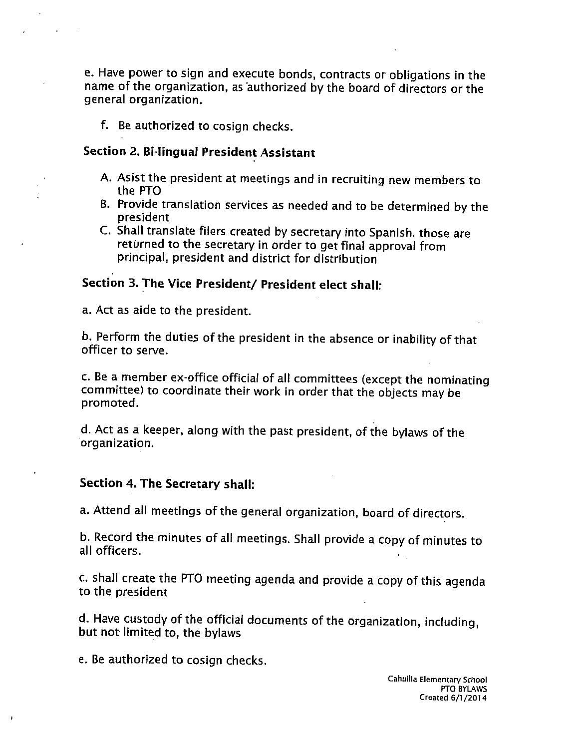e. Have power to sign and execute bonds, contracts or obligations in the name of the organization, as authorized by the board of directors or the general organization.

f. Be authorized to cosign checks.

### Section 2. Bi-lingual President Assistant

A. Asist the president at meetings and in recruiting new members to the PTO
B. Provide translation services as needed and to be determined by the president
C. Shall translate filers created by secretary into Spanish. those are returned to the secretary in order to get final approval from principal, president and district for distribution

### Section 3. The Vice President/ President elect shall:

a. Act as aide to the president.

b. Perform the duties of the president in the absence or inability of that officer to serve.

c. Be a member ex-office official of all committees (except the nominating committee) to coordinate their work in order that the objects may be promoted.

d. Act as a keeper, along with the past president, of the bylaws of the organization.

### Section 4. The Secretary shall:

a. Attend all meetings of the general organization, board of directors.

b. Record the minutes of all meetings. Shall provide a copy of minutes to all officers.

c. shall create the PTO meeting agenda and provide a copy of this agenda to the president

d. Have custody of the official documents of the organization, including, but not limited to, the bylaws

e. Be authorized to cosign checks.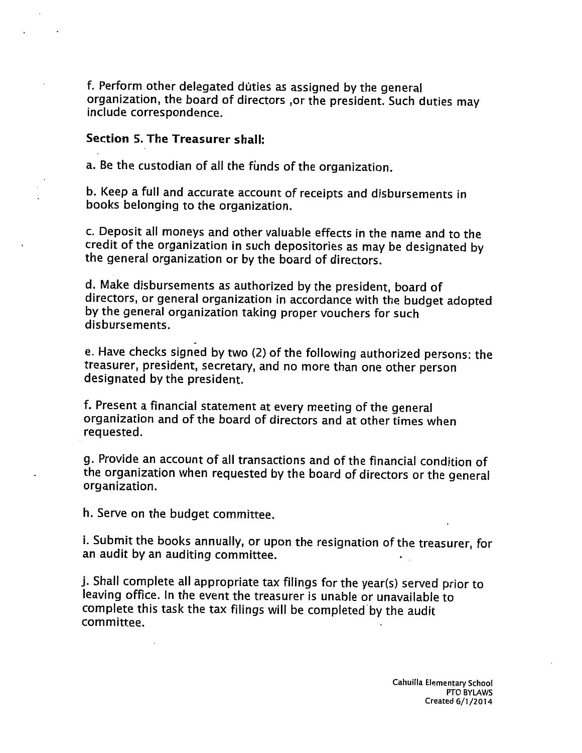f. Perform other delegated duties as assigned by the general organization, the board of directors ,or the president. Such duties may include correspondence.

**Section 5. The Treasurer shall:**

a. Be the custodian of all the funds of the organization.

b. Keep a full and accurate account of receipts and disbursements in books belonging to the organization.

c. Deposit all moneys and other valuable effects in the name and to the credit of the organization in such depositories as may be designated by the general organization or by the board of directors.

d. Make disbursements as authorized by the president, board of directors, or general organization in accordance with the budget adopted by the general organization taking proper vouchers for such disbursements.

e. Have checks signed by two (2) of the following authorized persons: the treasurer, president, secretary, and no more than one other person designated by the president.

f. Present a financial statement at every meeting of the general organization and of the board of directors and at other times when requested.

g. Provide an account of all transactions and of the financial condition of the organization when requested by the board of directors or the general organization.

h. Serve on the budget committee.

i. Submit the books annually, or upon the resignation of the treasurer, for an audit by an auditing committee.

j. Shall complete all appropriate tax filings for the year(s) served prior to leaving office. In the event the treasurer is unable or unavailable to complete this task the tax filings will be completed by the audit committee.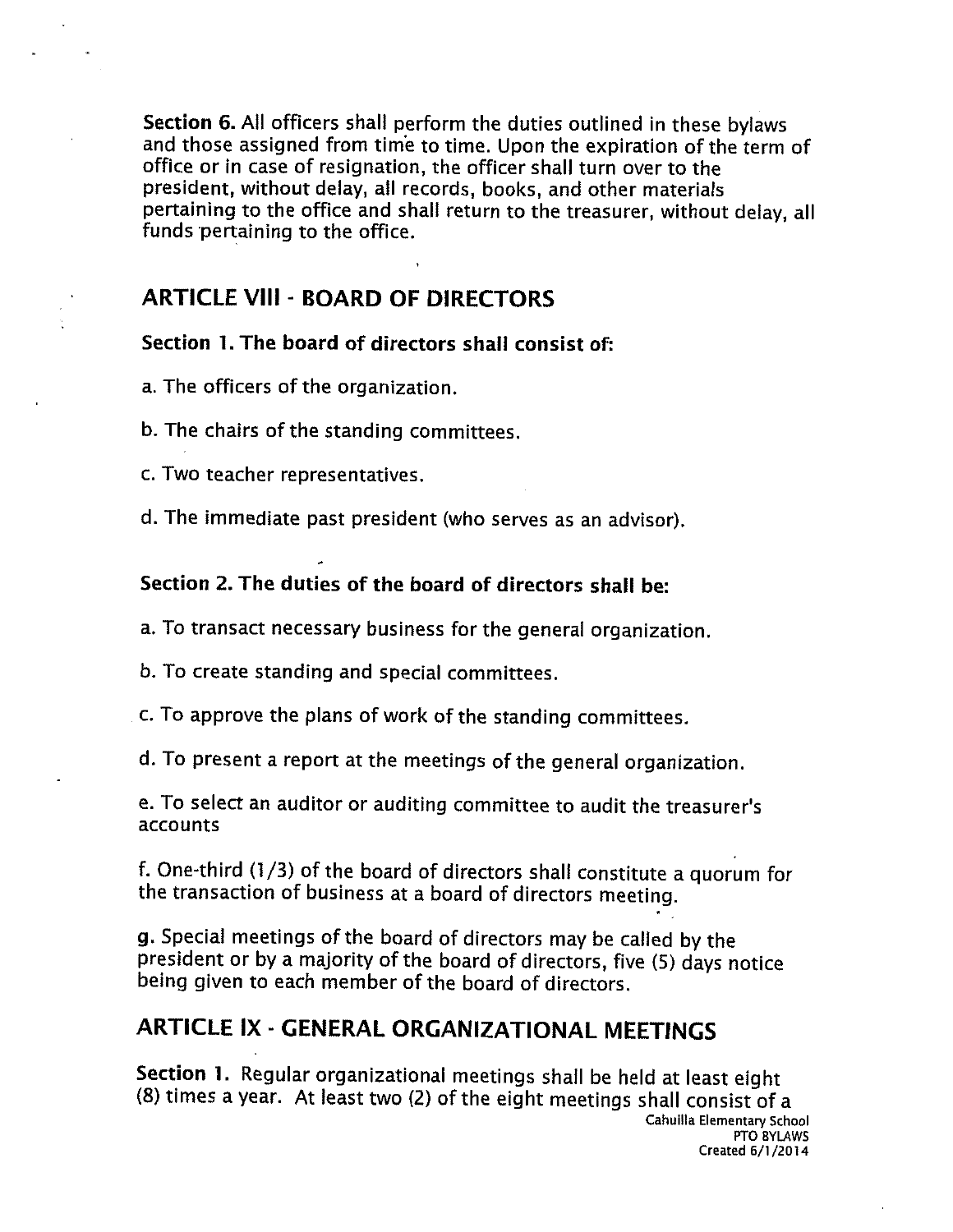**Section 6.** All officers shall perform the duties outlined in these bylaws and those assigned from time to time. Upon the expiration of the term of office or in case of resignation, the officer shall turn over to the president, without delay, all records, books, and other materials pertaining to the office and shall return to the treasurer, without delay, all funds pertaining to the office.

## ARTICLE VIII - BOARD OF DIRECTORS

**Section 1. The board of directors shall consist of:**

a. The officers of the organization.

b. The chairs of the standing committees.

c. Two teacher representatives.

d. The immediate past president (who serves as an advisor).

**Section 2. The duties of the board of directors shall be:**

a. To transact necessary business for the general organization.

b. To create standing and special committees.

c. To approve the plans of work of the standing committees.

d. To present a report at the meetings of the general organization.

e. To select an auditor or auditing committee to audit the treasurer's accounts

f. One-third (1/3) of the board of directors shall constitute a quorum for the transaction of business at a board of directors meeting.

g. Special meetings of the board of directors may be called by the president or by a majority of the board of directors, five (5) days notice being given to each member of the board of directors.

## ARTICLE IX - GENERAL ORGANIZATIONAL MEETINGS

**Section 1.** Regular organizational meetings shall be held at least eight (8) times a year. At least two (2) of the eight meetings shall consist of a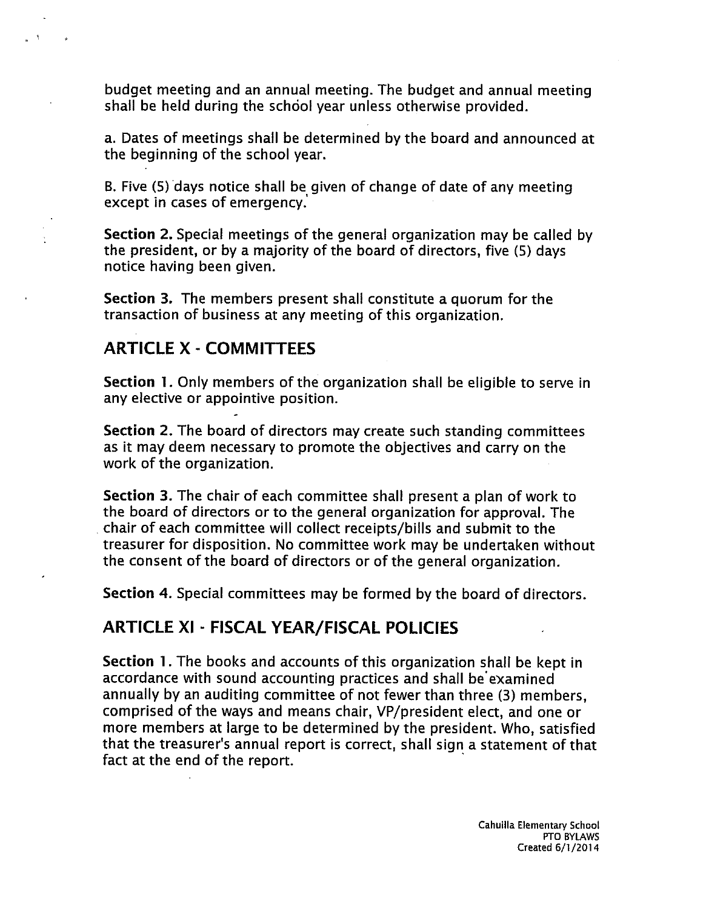budget meeting and an annual meeting. The budget and annual meeting shall be held during the school year unless otherwise provided.

a. Dates of meetings shall be determined by the board and announced at the beginning of the school year.

B. Five (5) days notice shall be given of change of date of any meeting except in cases of emergency.

**Section 2.** Special meetings of the general organization may be called by the president, or by a majority of the board of directors, five (5) days notice having been given.

**Section 3.** The members present shall constitute a quorum for the transaction of business at any meeting of this organization.

## ARTICLE X - COMMITTEES

**Section 1.** Only members of the organization shall be eligible to serve in any elective or appointive position.

**Section 2.** The board of directors may create such standing committees as it may deem necessary to promote the objectives and carry on the work of the organization.

**Section 3.** The chair of each committee shall present a plan of work to the board of directors or to the general organization for approval. The chair of each committee will collect receipts/bills and submit to the treasurer for disposition. No committee work may be undertaken without the consent of the board of directors or of the general organization.

**Section 4.** Special committees may be formed by the board of directors.

## ARTICLE XI - FISCAL YEAR/FISCAL POLICIES

**Section 1.** The books and accounts of this organization shall be kept in accordance with sound accounting practices and shall be examined annually by an auditing committee of not fewer than three (3) members, comprised of the ways and means chair, VP/president elect, and one or more members at large to be determined by the president. Who, satisfied that the treasurer's annual report is correct, shall sign a statement of that fact at the end of the report.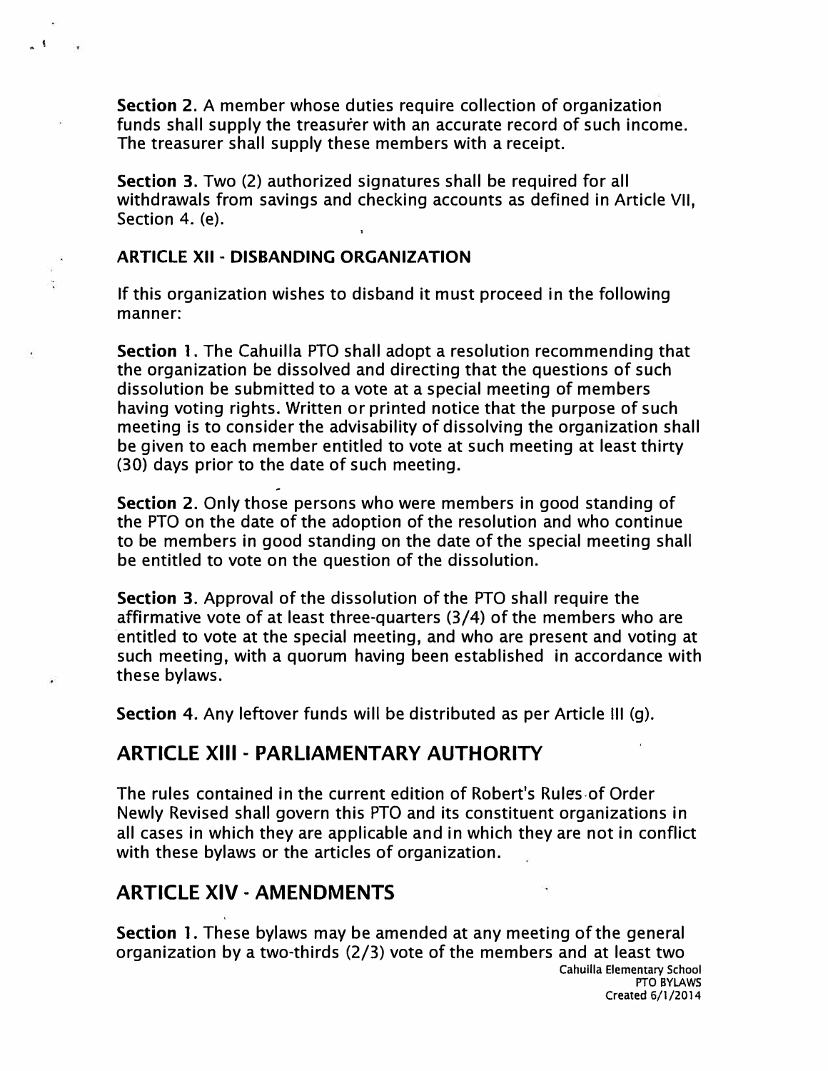**Section 2.** A member whose duties require collection of organization funds shall supply the treasurer with an accurate record of such income. The treasurer shall supply these members with a receipt.

**Section 3.** Two (2) authorized signatures shall be required for all withdrawals from savings and checking accounts as defined in Article VII, Section 4. (e).

### ARTICLE XII - DISBANDING ORGANIZATION

If this organization wishes to disband it must proceed in the following manner:

**Section 1.** The Cahuilla PTO shall adopt a resolution recommending that the organization be dissolved and directing that the questions of such dissolution be submitted to a vote at a special meeting of members having voting rights. Written or printed notice that the purpose of such meeting is to consider the advisability of dissolving the organization shall be given to each member entitled to vote at such meeting at least thirty (30) days prior to the date of such meeting.

**Section 2.** Only those persons who were members in good standing of the PTO on the date of the adoption of the resolution and who continue to be members in good standing on the date of the special meeting shall be entitled to vote on the question of the dissolution.

**Section 3.** Approval of the dissolution of the PTO shall require the affirmative vote of at least three-quarters (3/4) of the members who are entitled to vote at the special meeting, and who are present and voting at such meeting, with a quorum having been established in accordance with these bylaws.

**Section 4.** Any leftover funds will be distributed as per Article III (g).

## ARTICLE XIII - PARLIAMENTARY AUTHORITY

The rules contained in the current edition of Robert's Rules of Order Newly Revised shall govern this PTO and its constituent organizations in all cases in which they are applicable and in which they are not in conflict with these bylaws or the articles of organization.

## ARTICLE XIV - AMENDMENTS

**Section 1.** These bylaws may be amended at any meeting of the general organization by a two-thirds (2/3) vote of the members and at least two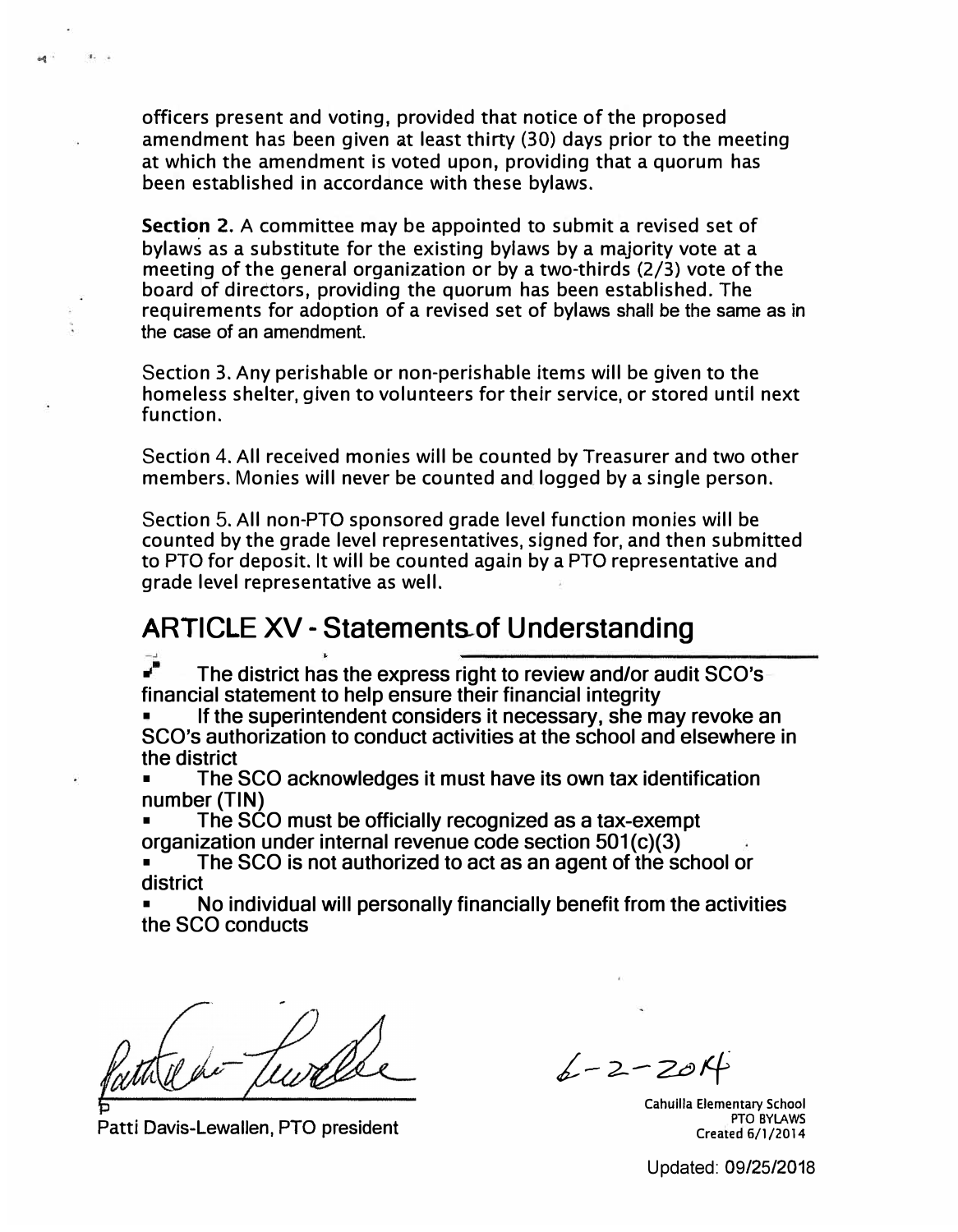officers present and voting, provided that notice of the proposed amendment has been given at least thirty (30) days prior to the meeting at which the amendment is voted upon, providing that a quorum has been established in accordance with these bylaws.

**Section 2.** A committee may be appointed to submit a revised set of bylaws as a substitute for the existing bylaws by a majority vote at a meeting of the general organization or by a two-thirds (2/3) vote of the board of directors, providing the quorum has been established. The requirements for adoption of a revised set of bylaws shall be the same as in the case of an amendment.

Section 3. Any perishable or non-perishable items will be given to the homeless shelter, given to volunteers for their service, or stored until next function.

Section 4. All received monies will be counted by Treasurer and two other members. Monies will never be counted and logged by a single person.

Section 5. All non-PTO sponsored grade level function monies will be counted by the grade level representatives, signed for, and then submitted to PTO for deposit. It will be counted again by a PTO representative and grade level representative as well.

## ARTICLE XV - Statements of Understanding

- The district has the express right to review and/or audit SCO's financial statement to help ensure their financial integrity
- If the superintendent considers it necessary, she may revoke an SCO's authorization to conduct activities at the school and elsewhere in the district
- The SCO acknowledges it must have its own tax identification number (TIN)
- The SCO must be officially recognized as a tax-exempt organization under internal revenue code section 501(c)(3)
- The SCO is not authorized to act as an agent of the school or district
- No individual will personally financially benefit from the activities the SCO conducts

Patti Davis-Lewallen, PTO president

6-2-2014

Cahuilla Elementary School
PTO BYLAWS
Created 6/1/2014

Updated: 09/25/2018